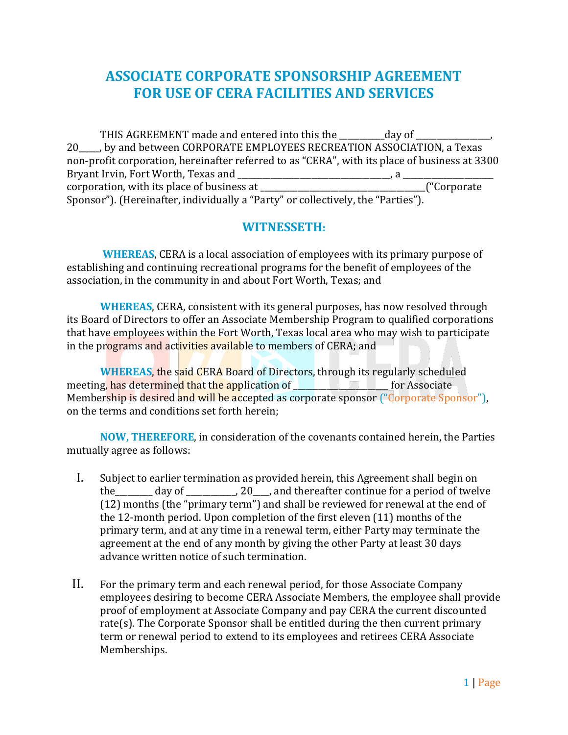# ASSOCIATE CORPORATE SPONSORSHIP AGREEMENT FOR USE OF CERA FACILITIES AND SERVICES

THIS AGREEMENT made and entered into this the __________day of ________________, 20____, by and between CORPORATE EMPLOYEES RECREATION ASSOCIATION, a Texas non-profit corporation, hereinafter referred to as "CERA", with its place of business at 3300 Bryant Irvin, Fort Worth, Texas and _________________________________, a ___________________ corporation, with its place of business at __________________________________("Corporate Sponsor"). (Hereinafter, individually a "Party" or collectively, the "Parties").

## WITNESSETH:

**WHEREAS**, CERA is a local association of employees with its primary purpose of establishing and continuing recreational programs for the benefit of employees of the association, in the community in and about Fort Worth, Texas; and

**WHEREAS**, CERA, consistent with its general purposes, has now resolved through its Board of Directors to offer an Associate Membership Program to qualified corporations that have employees within the Fort Worth, Texas local area who may wish to participate in the programs and activities available to members of CERA; and

**WHEREAS**, the said CERA Board of Directors, through its regularly scheduled meeting, has determined that the application of ____________________ for Associate Membership is desired and will be accepted as corporate sponsor ("Corporate Sponsor"), on the terms and conditions set forth herein;

**NOW, THEREFORE**, in consideration of the covenants contained herein, the Parties mutually agree as follows:

I. Subject to earlier termination as provided herein, this Agreement shall begin on the________ day of ___________, 20___, and thereafter continue for a period of twelve (12) months (the "primary term") and shall be reviewed for renewal at the end of the 12-month period. Upon completion of the first eleven (11) months of the primary term, and at any time in a renewal term, either Party may terminate the agreement at the end of any month by giving the other Party at least 30 days advance written notice of such termination.

II. For the primary term and each renewal period, for those Associate Company employees desiring to become CERA Associate Members, the employee shall provide proof of employment at Associate Company and pay CERA the current discounted rate(s). The Corporate Sponsor shall be entitled during the then current primary term or renewal period to extend to its employees and retirees CERA Associate Memberships.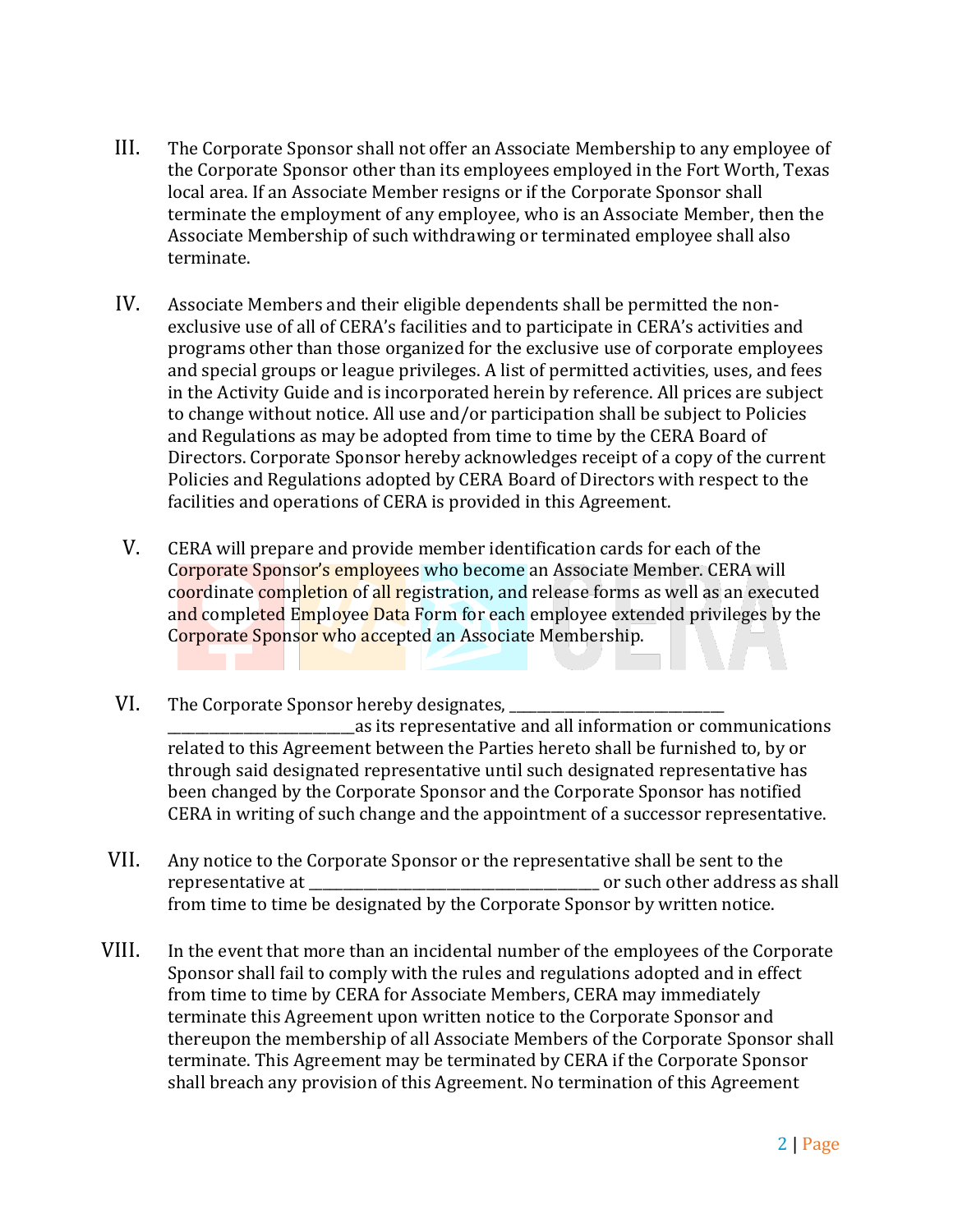III. The Corporate Sponsor shall not offer an Associate Membership to any employee of the Corporate Sponsor other than its employees employed in the Fort Worth, Texas local area. If an Associate Member resigns or if the Corporate Sponsor shall terminate the employment of any employee, who is an Associate Member, then the Associate Membership of such withdrawing or terminated employee shall also terminate.

IV. Associate Members and their eligible dependents shall be permitted the non-exclusive use of all of CERA's facilities and to participate in CERA's activities and programs other than those organized for the exclusive use of corporate employees and special groups or league privileges. A list of permitted activities, uses, and fees in the Activity Guide and is incorporated herein by reference. All prices are subject to change without notice. All use and/or participation shall be subject to Policies and Regulations as may be adopted from time to time by the CERA Board of Directors. Corporate Sponsor hereby acknowledges receipt of a copy of the current Policies and Regulations adopted by CERA Board of Directors with respect to the facilities and operations of CERA is provided in this Agreement.

V. CERA will prepare and provide member identification cards for each of the Corporate Sponsor's employees who become an Associate Member. CERA will coordinate completion of all registration, and release forms as well as an executed and completed Employee Data Form for each employee extended privileges by the Corporate Sponsor who accepted an Associate Membership.

VI. The Corporate Sponsor hereby designates, ______________________________ _________________________as its representative and all information or communications related to this Agreement between the Parties hereto shall be furnished to, by or through said designated representative until such designated representative has been changed by the Corporate Sponsor and the Corporate Sponsor has notified CERA in writing of such change and the appointment of a successor representative.

VII. Any notice to the Corporate Sponsor or the representative shall be sent to the representative at ________________________________________ or such other address as shall from time to time be designated by the Corporate Sponsor by written notice.

VIII. In the event that more than an incidental number of the employees of the Corporate Sponsor shall fail to comply with the rules and regulations adopted and in effect from time to time by CERA for Associate Members, CERA may immediately terminate this Agreement upon written notice to the Corporate Sponsor and thereupon the membership of all Associate Members of the Corporate Sponsor shall terminate. This Agreement may be terminated by CERA if the Corporate Sponsor shall breach any provision of this Agreement. No termination of this Agreement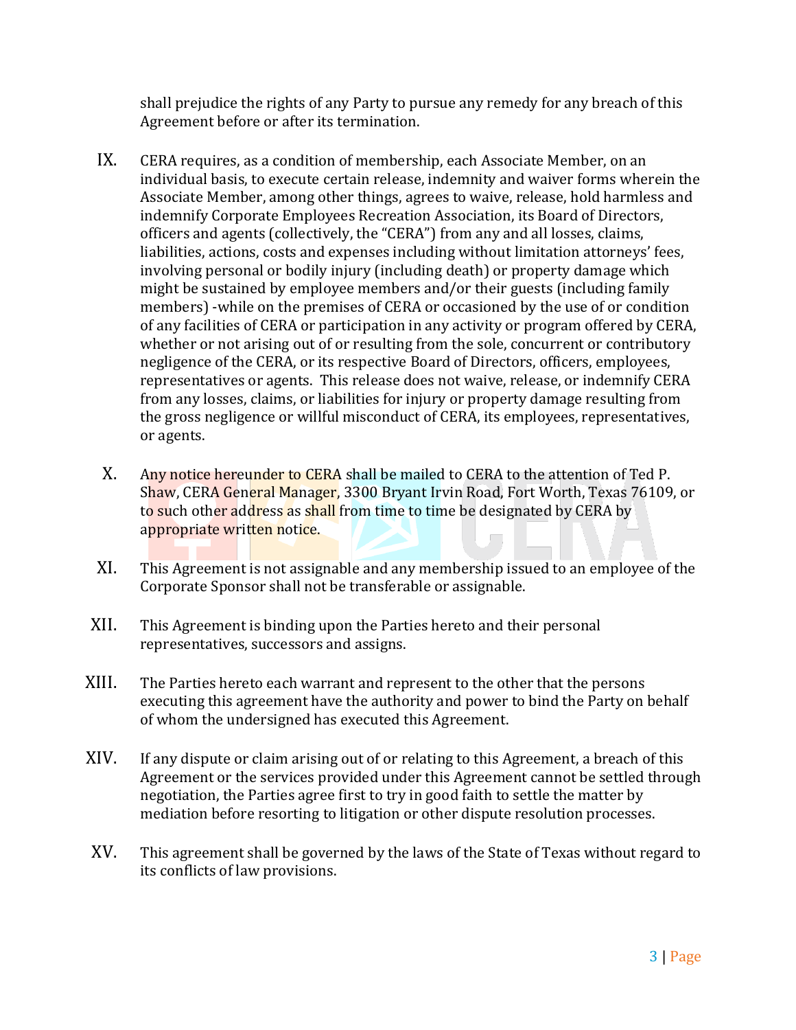shall prejudice the rights of any Party to pursue any remedy for any breach of this Agreement before or after its termination.

IX. CERA requires, as a condition of membership, each Associate Member, on an individual basis, to execute certain release, indemnity and waiver forms wherein the Associate Member, among other things, agrees to waive, release, hold harmless and indemnify Corporate Employees Recreation Association, its Board of Directors, officers and agents (collectively, the "CERA") from any and all losses, claims, liabilities, actions, costs and expenses including without limitation attorneys' fees, involving personal or bodily injury (including death) or property damage which might be sustained by employee members and/or their guests (including family members) -while on the premises of CERA or occasioned by the use of or condition of any facilities of CERA or participation in any activity or program offered by CERA, whether or not arising out of or resulting from the sole, concurrent or contributory negligence of the CERA, or its respective Board of Directors, officers, employees, representatives or agents. This release does not waive, release, or indemnify CERA from any losses, claims, or liabilities for injury or property damage resulting from the gross negligence or willful misconduct of CERA, its employees, representatives, or agents.

X. Any notice hereunder to CERA shall be mailed to CERA to the attention of Ted P. Shaw, CERA General Manager, 3300 Bryant Irvin Road, Fort Worth, Texas 76109, or to such other address as shall from time to time be designated by CERA by appropriate written notice.

XI. This Agreement is not assignable and any membership issued to an employee of the Corporate Sponsor shall not be transferable or assignable.

XII. This Agreement is binding upon the Parties hereto and their personal representatives, successors and assigns.

XIII. The Parties hereto each warrant and represent to the other that the persons executing this agreement have the authority and power to bind the Party on behalf of whom the undersigned has executed this Agreement.

XIV. If any dispute or claim arising out of or relating to this Agreement, a breach of this Agreement or the services provided under this Agreement cannot be settled through negotiation, the Parties agree first to try in good faith to settle the matter by mediation before resorting to litigation or other dispute resolution processes.

XV. This agreement shall be governed by the laws of the State of Texas without regard to its conflicts of law provisions.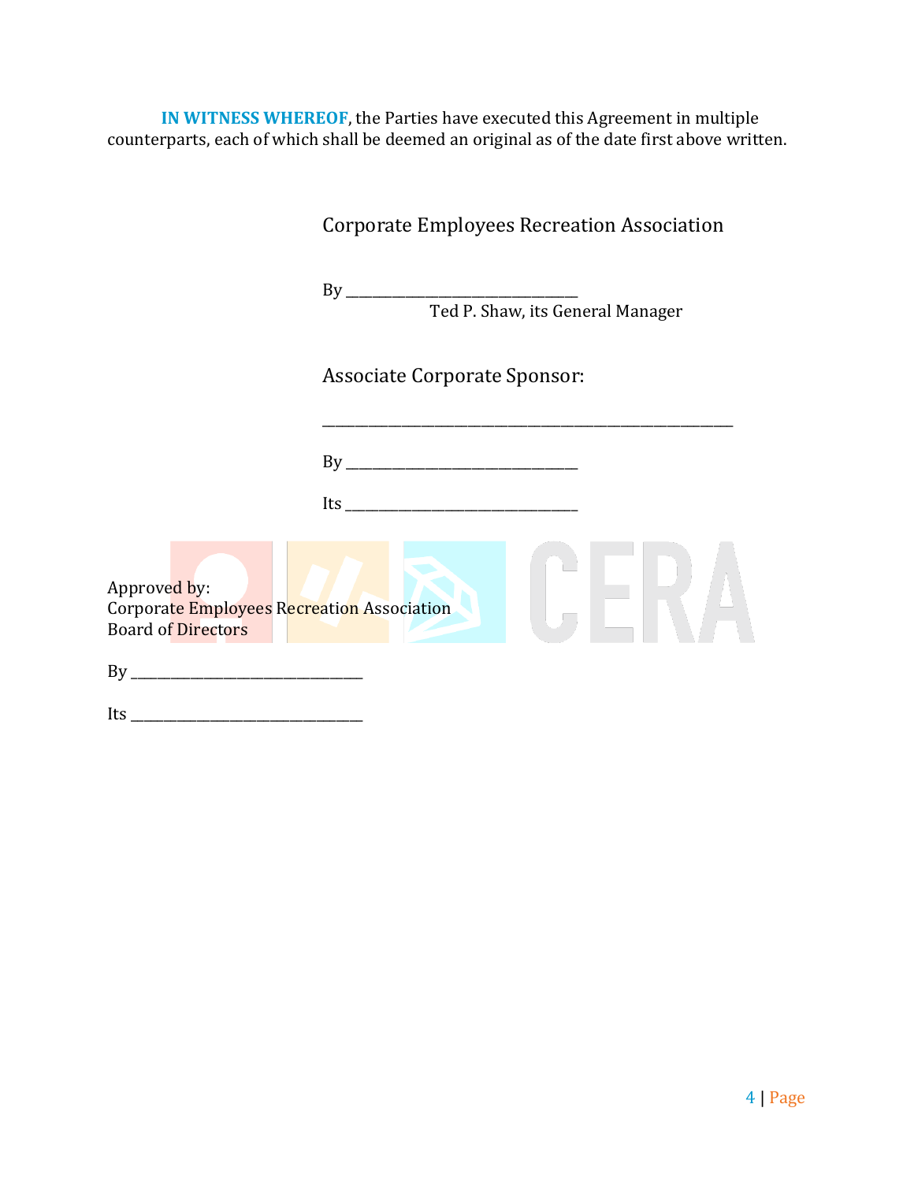**IN WITNESS WHEREOF**, the Parties have executed this Agreement in multiple counterparts, each of which shall be deemed an original as of the date first above written.

Corporate Employees Recreation Association

By ________________________________
Ted P. Shaw, its General Manager

Associate Corporate Sponsor:

_________________________________________________________

By ________________________________

Its ________________________________

Approved by:
Corporate Employees Recreation Association
Board of Directors

By ________________________________

Its ________________________________